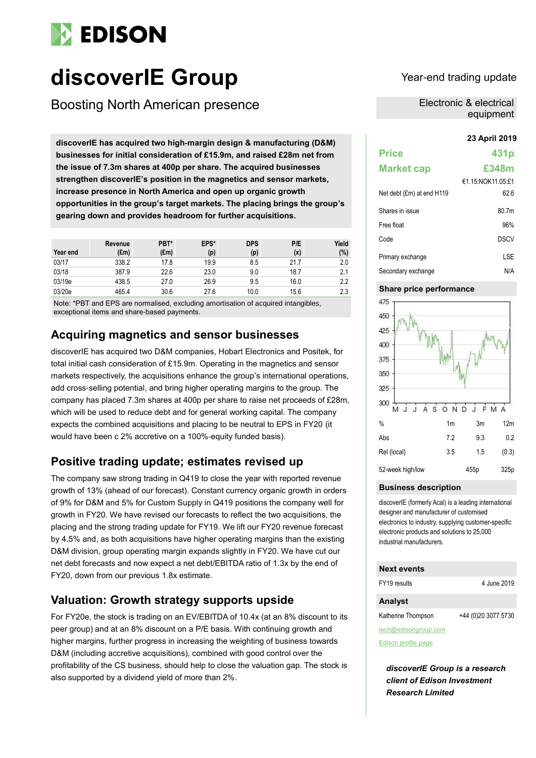# discoverIE Group

## Boosting North American presence

Year-end trading update

Electronic & electrical equipment

**discoverIE has acquired two high-margin design & manufacturing (D&M) businesses for initial consideration of £15.9m, and raised £28m net from the issue of 7.3m shares at 400p per share. The acquired businesses strengthen discoverIE's position in the magnetics and sensor markets, increase presence in North America and open up organic growth opportunities in the group's target markets. The placing brings the group's gearing down and provides headroom for further acquisitions.**

| Year end | Revenue (£m) | PBT* (£m) | EPS* (p) | DPS (p) | P/E (x) | Yield (%) |
|---|---|---|---|---|---|---|
| 03/17 | 338.2 | 17.8 | 19.9 | 8.5 | 21.7 | 2.0 |
| 03/18 | 387.9 | 22.6 | 23.0 | 9.0 | 18.7 | 2.1 |
| 03/19e | 438.5 | 27.0 | 26.9 | 9.5 | 16.0 | 2.2 |
| 03/20e | 465.4 | 30.6 | 27.6 | 10.0 | 15.6 | 2.3 |

Note: *PBT and EPS are normalised, excluding amortisation of acquired intangibles, exceptional items and share-based payments.

## Acquiring magnetics and sensor businesses

discoverIE has acquired two D&M companies, Hobart Electronics and Positek, for total initial cash consideration of £15.9m. Operating in the magnetics and sensor markets respectively, the acquisitions enhance the group's international operations, add cross-selling potential, and bring higher operating margins to the group. The company has placed 7.3m shares at 400p per share to raise net proceeds of £28m, which will be used to reduce debt and for general working capital. The company expects the combined acquisitions and placing to be neutral to EPS in FY20 (it would have been c 2% accretive on a 100%-equity funded basis).

## Positive trading update; estimates revised up

The company saw strong trading in Q419 to close the year with reported revenue growth of 13% (ahead of our forecast). Constant currency organic growth in orders of 9% for D&M and 5% for Custom Supply in Q419 positions the company well for growth in FY20. We have revised our forecasts to reflect the two acquisitions, the placing and the strong trading update for FY19. We lift our FY20 revenue forecast by 4.5% and, as both acquisitions have higher operating margins than the existing D&M division, group operating margin expands slightly in FY20. We have cut our net debt forecasts and now expect a net debt/EBITDA ratio of 1.3x by the end of FY20, down from our previous 1.8x estimate.

## Valuation: Growth strategy supports upside

For FY20e, the stock is trading on an EV/EBITDA of 10.4x (at an 8% discount to its peer group) and at an 8% discount on a P/E basis. With continuing growth and higher margins, further progress in increasing the weighting of business towards D&M (including accretive acquisitions), combined with good control over the profitability of the CS business, should help to close the valuation gap. The stock is also supported by a dividend yield of more than 2%.

**23 April 2019**

| | |
|---|---|
| **Price** | **431p** |
| **Market cap** | **£348m** |
| | €1.15:NOK11.05:£1 |
| Net debt (£m) at end H119 | 62.6 |
| Shares in issue | 80.7m |
| Free float | 96% |
| Code | DSCV |
| Primary exchange | LSE |
| Secondary exchange | N/A |

### Share price performance

| % | 1m | 3m | 12m |
|---|---|---|---|
| Abs | 7.2 | 9.3 | 0.2 |
| Rel (local) | 3.5 | 1.5 | (0.3) |
| 52-week high/low | | 455p | 325p |

### Business description

discoverIE (formerly Acal) is a leading international designer and manufacturer of customised electronics to industry, supplying customer-specific electronic products and solutions to 25,000 industrial manufacturers.

### Next events

| | |
|---|---|
| FY19 results | 4 June 2019 |

### Analyst

Katherine Thompson +44 (0)20 3077 5730

tech@edisongroup.com

Edison profile page

***discoverIE Group is a research client of Edison Investment Research Limited***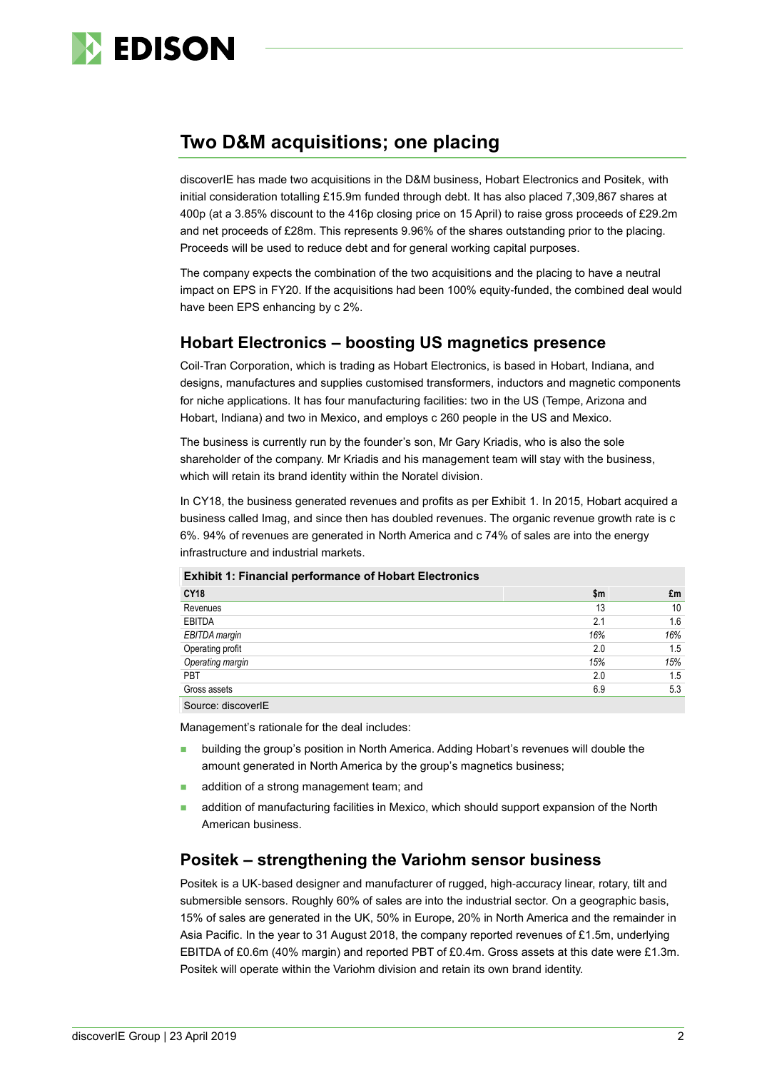## Two D&M acquisitions; one placing

discoverIE has made two acquisitions in the D&M business, Hobart Electronics and Positek, with initial consideration totalling £15.9m funded through debt. It has also placed 7,309,867 shares at 400p (at a 3.85% discount to the 416p closing price on 15 April) to raise gross proceeds of £29.2m and net proceeds of £28m. This represents 9.96% of the shares outstanding prior to the placing. Proceeds will be used to reduce debt and for general working capital purposes.

The company expects the combination of the two acquisitions and the placing to have a neutral impact on EPS in FY20. If the acquisitions had been 100% equity-funded, the combined deal would have been EPS enhancing by c 2%.

### Hobart Electronics – boosting US magnetics presence

Coil-Tran Corporation, which is trading as Hobart Electronics, is based in Hobart, Indiana, and designs, manufactures and supplies customised transformers, inductors and magnetic components for niche applications. It has four manufacturing facilities: two in the US (Tempe, Arizona and Hobart, Indiana) and two in Mexico, and employs c 260 people in the US and Mexico.

The business is currently run by the founder's son, Mr Gary Kriadis, who is also the sole shareholder of the company. Mr Kriadis and his management team will stay with the business, which will retain its brand identity within the Noratel division.

In CY18, the business generated revenues and profits as per Exhibit 1. In 2015, Hobart acquired a business called Imag, and since then has doubled revenues. The organic revenue growth rate is c 6%. 94% of revenues are generated in North America and c 74% of sales are into the energy infrastructure and industrial markets.

**Exhibit 1: Financial performance of Hobart Electronics**

| CY18 | $m | £m |
|---|---|---|
| Revenues | 13 | 10 |
| EBITDA | 2.1 | 1.6 |
| *EBITDA margin* | *16%* | *16%* |
| Operating profit | 2.0 | 1.5 |
| *Operating margin* | *15%* | *15%* |
| PBT | 2.0 | 1.5 |
| Gross assets | 6.9 | 5.3 |

Source: discoverIE

Management's rationale for the deal includes:

- building the group's position in North America. Adding Hobart's revenues will double the amount generated in North America by the group's magnetics business;
- addition of a strong management team; and
- addition of manufacturing facilities in Mexico, which should support expansion of the North American business.

### Positek – strengthening the Variohm sensor business

Positek is a UK-based designer and manufacturer of rugged, high-accuracy linear, rotary, tilt and submersible sensors. Roughly 60% of sales are into the industrial sector. On a geographic basis, 15% of sales are generated in the UK, 50% in Europe, 20% in North America and the remainder in Asia Pacific. In the year to 31 August 2018, the company reported revenues of £1.5m, underlying EBITDA of £0.6m (40% margin) and reported PBT of £0.4m. Gross assets at this date were £1.3m. Positek will operate within the Variohm division and retain its own brand identity.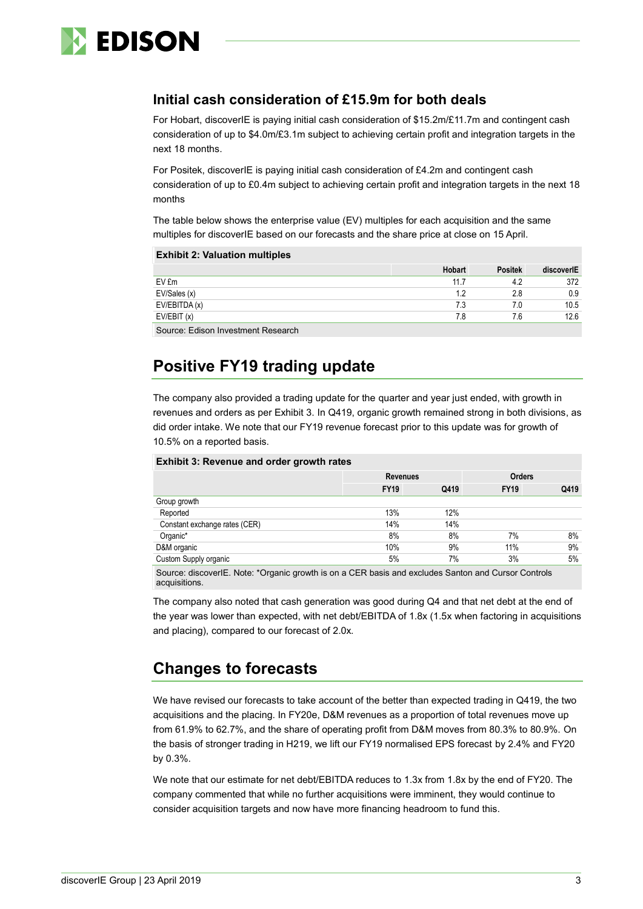## Initial cash consideration of £15.9m for both deals

For Hobart, discoverIE is paying initial cash consideration of $15.2m/£11.7m and contingent cash consideration of up to $4.0m/£3.1m subject to achieving certain profit and integration targets in the next 18 months.

For Positek, discoverIE is paying initial cash consideration of £4.2m and contingent cash consideration of up to £0.4m subject to achieving certain profit and integration targets in the next 18 months

The table below shows the enterprise value (EV) multiples for each acquisition and the same multiples for discoverIE based on our forecasts and the share price at close on 15 April.

**Exhibit 2: Valuation multiples**

| | Hobart | Positek | discoverIE |
|---|---|---|---|
| EV £m | 11.7 | 4.2 | 372 |
| EV/Sales (x) | 1.2 | 2.8 | 0.9 |
| EV/EBITDA (x) | 7.3 | 7.0 | 10.5 |
| EV/EBIT (x) | 7.8 | 7.6 | 12.6 |

Source: Edison Investment Research

# Positive FY19 trading update

The company also provided a trading update for the quarter and year just ended, with growth in revenues and orders as per Exhibit 3. In Q419, organic growth remained strong in both divisions, as did order intake. We note that our FY19 revenue forecast prior to this update was for growth of 10.5% on a reported basis.

**Exhibit 3: Revenue and order growth rates**

| | Revenues | | Orders | |
|---|---|---|---|---|
| | FY19 | Q419 | FY19 | Q419 |
| Group growth | | | | |
| Reported | 13% | 12% | | |
| Constant exchange rates (CER) | 14% | 14% | | |
| Organic* | 8% | 8% | 7% | 8% |
| D&M organic | 10% | 9% | 11% | 9% |
| Custom Supply organic | 5% | 7% | 3% | 5% |

Source: discoverIE. Note: *Organic growth is on a CER basis and excludes Santon and Cursor Controls acquisitions.

The company also noted that cash generation was good during Q4 and that net debt at the end of the year was lower than expected, with net debt/EBITDA of 1.8x (1.5x when factoring in acquisitions and placing), compared to our forecast of 2.0x.

# Changes to forecasts

We have revised our forecasts to take account of the better than expected trading in Q419, the two acquisitions and the placing. In FY20e, D&M revenues as a proportion of total revenues move up from 61.9% to 62.7%, and the share of operating profit from D&M moves from 80.3% to 80.9%. On the basis of stronger trading in H219, we lift our FY19 normalised EPS forecast by 2.4% and FY20 by 0.3%.

We note that our estimate for net debt/EBITDA reduces to 1.3x from 1.8x by the end of FY20. The company commented that while no further acquisitions were imminent, they would continue to consider acquisition targets and now have more financing headroom to fund this.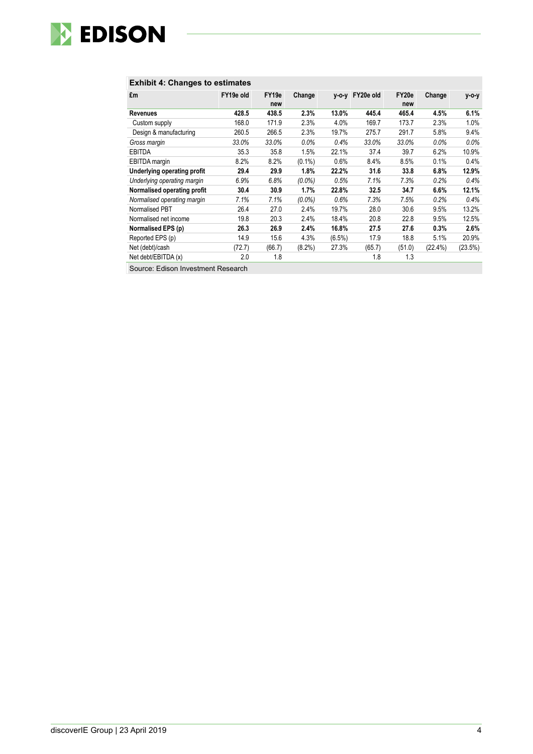**Exhibit 4: Changes to estimates**

| £m | FY19e old | FY19e new | Change | y-o-y | FY20e old | FY20e new | Change | y-o-y |
|---|---|---|---|---|---|---|---|---|
| **Revenues** | **428.5** | **438.5** | **2.3%** | **13.0%** | **445.4** | **465.4** | **4.5%** | **6.1%** |
| Custom supply | 168.0 | 171.9 | 2.3% | 4.0% | 169.7 | 173.7 | 2.3% | 1.0% |
| Design & manufacturing | 260.5 | 266.5 | 2.3% | 19.7% | 275.7 | 291.7 | 5.8% | 9.4% |
| *Gross margin* | *33.0%* | *33.0%* | *0.0%* | *0.4%* | *33.0%* | *33.0%* | *0.0%* | *0.0%* |
| EBITDA | 35.3 | 35.8 | 1.5% | 22.1% | 37.4 | 39.7 | 6.2% | 10.9% |
| EBITDA margin | 8.2% | 8.2% | (0.1%) | 0.6% | 8.4% | 8.5% | 0.1% | 0.4% |
| **Underlying operating profit** | **29.4** | **29.9** | **1.8%** | **22.2%** | **31.6** | **33.8** | **6.8%** | **12.9%** |
| *Underlying operating margin* | *6.9%* | *6.8%* | *(0.0%)* | *0.5%* | *7.1%* | *7.3%* | *0.2%* | *0.4%* |
| **Normalised operating profit** | **30.4** | **30.9** | **1.7%** | **22.8%** | **32.5** | **34.7** | **6.6%** | **12.1%** |
| *Normalised operating margin* | *7.1%* | *7.1%* | *(0.0%)* | *0.6%* | *7.3%* | *7.5%* | *0.2%* | *0.4%* |
| Normalised PBT | 26.4 | 27.0 | 2.4% | 19.7% | 28.0 | 30.6 | 9.5% | 13.2% |
| Normalised net income | 19.8 | 20.3 | 2.4% | 18.4% | 20.8 | 22.8 | 9.5% | 12.5% |
| **Normalised EPS (p)** | **26.3** | **26.9** | **2.4%** | **16.8%** | **27.5** | **27.6** | **0.3%** | **2.6%** |
| Reported EPS (p) | 14.9 | 15.6 | 4.3% | (6.5%) | 17.9 | 18.8 | 5.1% | 20.9% |
| Net (debt)/cash | (72.7) | (66.7) | (8.2%) | 27.3% | (65.7) | (51.0) | (22.4%) | (23.5%) |
| Net debt/EBITDA (x) | 2.0 | 1.8 | | | 1.8 | 1.3 | | |

Source: Edison Investment Research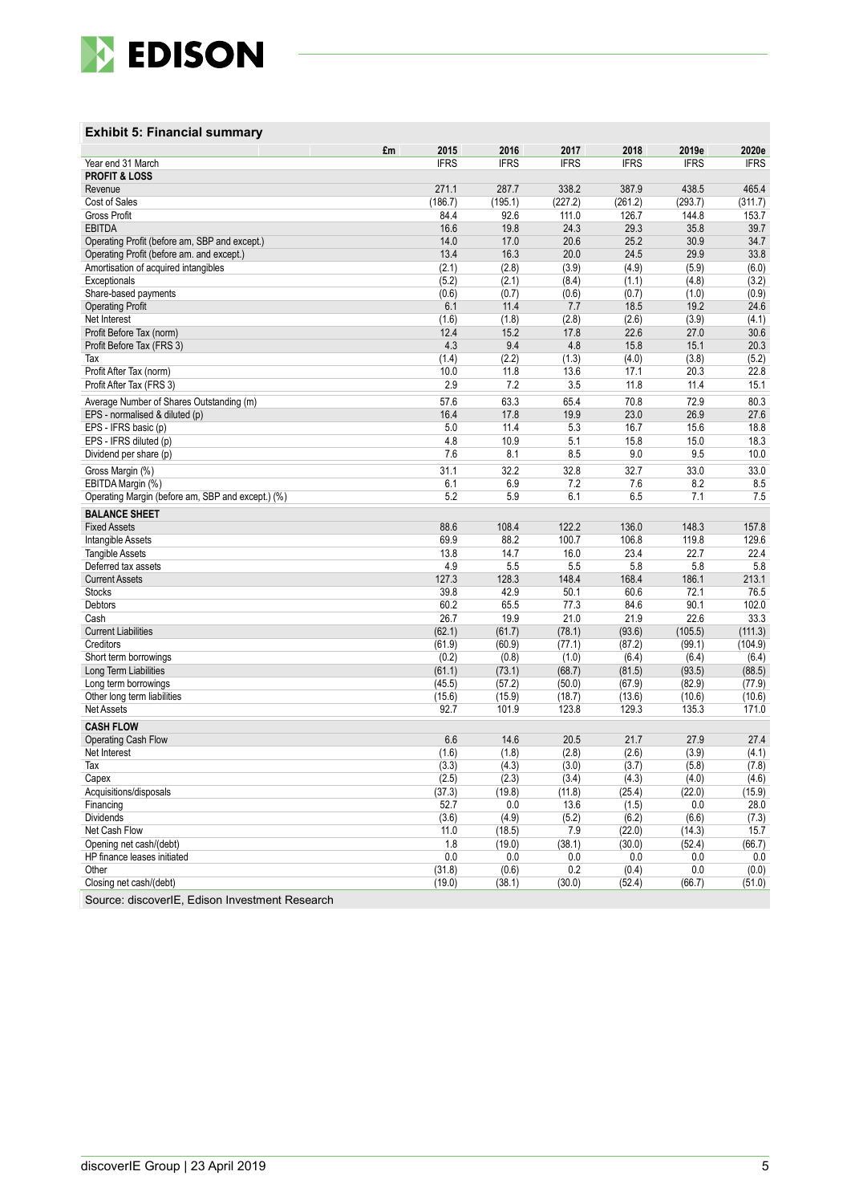**Exhibit 5: Financial summary**

| £m | 2015 | 2016 | 2017 | 2018 | 2019e | 2020e |
|---|---|---|---|---|---|---|
| Year end 31 March | IFRS | IFRS | IFRS | IFRS | IFRS | IFRS |
| **PROFIT & LOSS** | | | | | | |
| Revenue | 271.1 | 287.7 | 338.2 | 387.9 | 438.5 | 465.4 |
| Cost of Sales | (186.7) | (195.1) | (227.2) | (261.2) | (293.7) | (311.7) |
| Gross Profit | 84.4 | 92.6 | 111.0 | 126.7 | 144.8 | 153.7 |
| EBITDA | 16.6 | 19.8 | 24.3 | 29.3 | 35.8 | 39.7 |
| Operating Profit (before am, SBP and except.) | 14.0 | 17.0 | 20.6 | 25.2 | 30.9 | 34.7 |
| Operating Profit (before am. and except.) | 13.4 | 16.3 | 20.0 | 24.5 | 29.9 | 33.8 |
| Amortisation of acquired intangibles | (2.1) | (2.8) | (3.9) | (4.9) | (5.9) | (6.0) |
| Exceptionals | (5.2) | (2.1) | (8.4) | (1.1) | (4.8) | (3.2) |
| Share-based payments | (0.6) | (0.7) | (0.6) | (0.7) | (1.0) | (0.9) |
| Operating Profit | 6.1 | 11.4 | 7.7 | 18.5 | 19.2 | 24.6 |
| Net Interest | (1.6) | (1.8) | (2.8) | (2.6) | (3.9) | (4.1) |
| Profit Before Tax (norm) | 12.4 | 15.2 | 17.8 | 22.6 | 27.0 | 30.6 |
| Profit Before Tax (FRS 3) | 4.3 | 9.4 | 4.8 | 15.8 | 15.1 | 20.3 |
| Tax | (1.4) | (2.2) | (1.3) | (4.0) | (3.8) | (5.2) |
| Profit After Tax (norm) | 10.0 | 11.8 | 13.6 | 17.1 | 20.3 | 22.8 |
| Profit After Tax (FRS 3) | 2.9 | 7.2 | 3.5 | 11.8 | 11.4 | 15.1 |
| Average Number of Shares Outstanding (m) | 57.6 | 63.3 | 65.4 | 70.8 | 72.9 | 80.3 |
| EPS - normalised & diluted (p) | 16.4 | 17.8 | 19.9 | 23.0 | 26.9 | 27.6 |
| EPS - IFRS basic (p) | 5.0 | 11.4 | 5.3 | 16.7 | 15.6 | 18.8 |
| EPS - IFRS diluted (p) | 4.8 | 10.9 | 5.1 | 15.8 | 15.0 | 18.3 |
| Dividend per share (p) | 7.6 | 8.1 | 8.5 | 9.0 | 9.5 | 10.0 |
| Gross Margin (%) | 31.1 | 32.2 | 32.8 | 32.7 | 33.0 | 33.0 |
| EBITDA Margin (%) | 6.1 | 6.9 | 7.2 | 7.6 | 8.2 | 8.5 |
| Operating Margin (before am, SBP and except.) (%) | 5.2 | 5.9 | 6.1 | 6.5 | 7.1 | 7.5 |
| **BALANCE SHEET** | | | | | | |
| Fixed Assets | 88.6 | 108.4 | 122.2 | 136.0 | 148.3 | 157.8 |
| Intangible Assets | 69.9 | 88.2 | 100.7 | 106.8 | 119.8 | 129.6 |
| Tangible Assets | 13.8 | 14.7 | 16.0 | 23.4 | 22.7 | 22.4 |
| Deferred tax assets | 4.9 | 5.5 | 5.5 | 5.8 | 5.8 | 5.8 |
| Current Assets | 127.3 | 128.3 | 148.4 | 168.4 | 186.1 | 213.1 |
| Stocks | 39.8 | 42.9 | 50.1 | 60.6 | 72.1 | 76.5 |
| Debtors | 60.2 | 65.5 | 77.3 | 84.6 | 90.1 | 102.0 |
| Cash | 26.7 | 19.9 | 21.0 | 21.9 | 22.6 | 33.3 |
| Current Liabilities | (62.1) | (61.7) | (78.1) | (93.6) | (105.5) | (111.3) |
| Creditors | (61.9) | (60.9) | (77.1) | (87.2) | (99.1) | (104.9) |
| Short term borrowings | (0.2) | (0.8) | (1.0) | (6.4) | (6.4) | (6.4) |
| Long Term Liabilities | (61.1) | (73.1) | (68.7) | (81.5) | (93.5) | (88.5) |
| Long term borrowings | (45.5) | (57.2) | (50.0) | (67.9) | (82.9) | (77.9) |
| Other long term liabilities | (15.6) | (15.9) | (18.7) | (13.6) | (10.6) | (10.6) |
| Net Assets | 92.7 | 101.9 | 123.8 | 129.3 | 135.3 | 171.0 |
| **CASH FLOW** | | | | | | |
| Operating Cash Flow | 6.6 | 14.6 | 20.5 | 21.7 | 27.9 | 27.4 |
| Net Interest | (1.6) | (1.8) | (2.8) | (2.6) | (3.9) | (4.1) |
| Tax | (3.3) | (4.3) | (3.0) | (3.7) | (5.8) | (7.8) |
| Capex | (2.5) | (2.3) | (3.4) | (4.3) | (4.0) | (4.6) |
| Acquisitions/disposals | (37.3) | (19.8) | (11.8) | (25.4) | (22.0) | (15.9) |
| Financing | 52.7 | 0.0 | 13.6 | (1.5) | 0.0 | 28.0 |
| Dividends | (3.6) | (4.9) | (5.2) | (6.2) | (6.6) | (7.3) |
| Net Cash Flow | 11.0 | (18.5) | 7.9 | (22.0) | (14.3) | 15.7 |
| Opening net cash/(debt) | 1.8 | (19.0) | (38.1) | (30.0) | (52.4) | (66.7) |
| HP finance leases initiated | 0.0 | 0.0 | 0.0 | 0.0 | 0.0 | 0.0 |
| Other | (31.8) | (0.6) | 0.2 | (0.4) | 0.0 | (0.0) |
| Closing net cash/(debt) | (19.0) | (38.1) | (30.0) | (52.4) | (66.7) | (51.0) |

Source: discoverIE, Edison Investment Research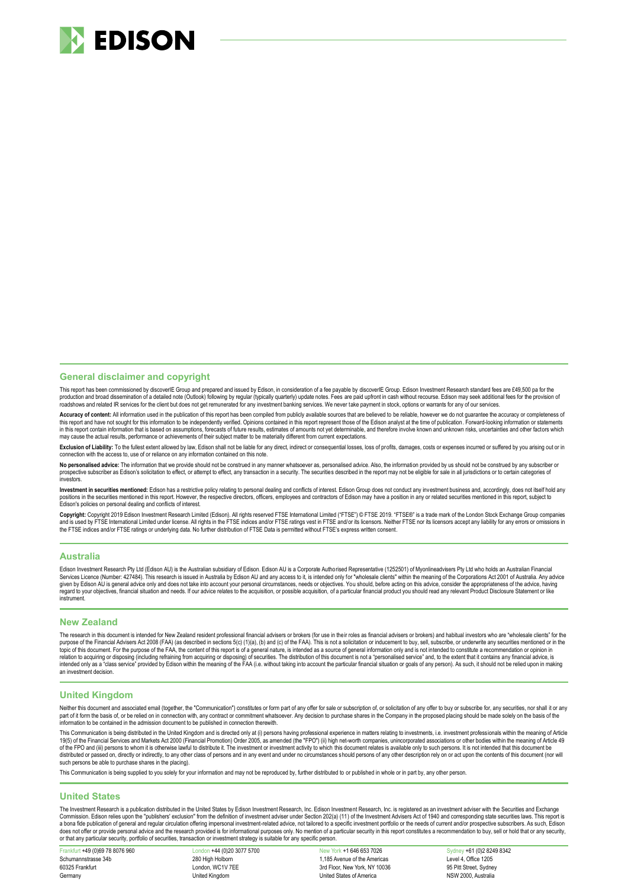## General disclaimer and copyright

This report has been commissioned by discoverIE Group and prepared and issued by Edison, in consideration of a fee payable by discoverIE Group. Edison Investment Research standard fees are £49,500 pa for the production and broad dissemination of a detailed note (Outlook) following by regular (typically quarterly) update notes. Fees are paid upfront in cash without recourse. Edison may seek additional fees for the provision of roadshows and related IR services for the client but does not get remunerated for any investment banking services. We never take payment in stock, options or warrants for any of our services.

**Accuracy of content:** All information used in the publication of this report has been compiled from publicly available sources that are believed to be reliable, however we do not guarantee the accuracy or completeness of this report and have not sought for this information to be independently verified. Opinions contained in this report represent those of the Edison analyst at the time of publication. Forward-looking information or statements in this report contain information that is based on assumptions, forecasts of future results, estimates of amounts not yet determinable, and therefore involve known and unknown risks, uncertainties and other factors which may cause the actual results, performance or achievements of their subject matter to be materially different from current expectations.

**Exclusion of Liability:** To the fullest extent allowed by law, Edison shall not be liable for any direct, indirect or consequential losses, loss of profits, damages, costs or expenses incurred or suffered by you arising out or in connection with the access to, use of or reliance on any information contained on this note.

**No personalised advice:** The information that we provide should not be construed in any manner whatsoever as, personalised advice. Also, the information provided by us should not be construed by any subscriber or prospective subscriber as Edison's solicitation to effect, or attempt to effect, any transaction in a security. The securities described in the report may not be eligible for sale in all jurisdictions or to certain categories of investors.

**Investment in securities mentioned:** Edison has a restrictive policy relating to personal dealing and conflicts of interest. Edison Group does not conduct any investment business and, accordingly, does not itself hold any positions in the securities mentioned in this report. However, the respective directors, officers, employees and contractors of Edison may have a position in any or related securities mentioned in this report, subject to Edison's policies on personal dealing and conflicts of interest.

**Copyright:** Copyright 2019 Edison Investment Research Limited (Edison). All rights reserved FTSE International Limited ("FTSE") © FTSE 2019. "FTSE®" is a trade mark of the London Stock Exchange Group companies and is used by FTSE International Limited under license. All rights in the FTSE indices and/or FTSE ratings vest in FTSE and/or its licensors. Neither FTSE nor its licensors accept any liability for any errors or omissions in the FTSE indices and/or FTSE ratings or underlying data. No further distribution of FTSE Data is permitted without FTSE's express written consent.

## Australia

Edison Investment Research Pty Ltd (Edison AU) is the Australian subsidiary of Edison. Edison AU is a Corporate Authorised Representative (1252501) of Myonlineadvisers Pty Ltd who holds an Australian Financial Services Licence (Number: 427484). This research is issued in Australia by Edison AU and any access to it, is intended only for "wholesale clients" within the meaning of the Corporations Act 2001 of Australia. Any advice given by Edison AU is general advice only and does not take into account your personal circumstances, needs or objectives. You should, before acting on this advice, consider the appropriateness of the advice, having regard to your objectives, financial situation and needs. If our advice relates to the acquisition, or possible acquisition, of a particular financial product you should read any relevant Product Disclosure Statement or like instrument.

## New Zealand

The research in this document is intended for New Zealand resident professional financial advisers or brokers (for use in their roles as financial advisers or brokers) and habitual investors who are "wholesale clients" for the purpose of the Financial Advisers Act 2008 (FAA) (as described in sections 5(c) (1)(a), (b) and (c) of the FAA). This is not a solicitation or inducement to buy, sell, subscribe, or underwrite any securities mentioned or in the topic of this document. For the purpose of the FAA, the content of this report is of a general nature, is intended as a source of general information only and is not intended to constitute a recommendation or opinion in relation to acquiring or disposing (including refraining from acquiring or disposing) of securities. The distribution of this document is not a "personalised service" and, to the extent that it contains any financial advice, is intended only as a "class service" provided by Edison within the meaning of the FAA (i.e. without taking into account the particular financial situation or goals of any person). As such, it should not be relied upon in making an investment decision.

## United Kingdom

Neither this document and associated email (together, the "Communication") constitutes or form part of any offer for sale or subscription of, or solicitation of any offer to buy or subscribe for, any securities, nor shall it or any part of it form the basis of, or be relied on in connection with, any contract or commitment whatsoever. Any decision to purchase shares in the Company in the proposed placing should be made solely on the basis of the information to be contained in the admission document to be published in connection therewith.

This Communication is being distributed in the United Kingdom and is directed only at (i) persons having professional experience in matters relating to investments, i.e. investment professionals within the meaning of Article 19(5) of the Financial Services and Markets Act 2000 (Financial Promotion) Order 2005, as amended (the "FPO") (ii) high net-worth companies, unincorporated associations or other bodies within the meaning of Article 49 of the FPO and (iii) persons to whom it is otherwise lawful to distribute it. The investment or investment activity to which this document relates is available only to such persons. It is not intended that this document be distributed or passed on, directly or indirectly, to any other class of persons and in any event and under no circumstances should persons of any other description rely on or act upon the contents of this document (nor will such persons be able to purchase shares in the placing).

This Communication is being supplied to you solely for your information and may not be reproduced by, further distributed to or published in whole or in part by, any other person.

## United States

The Investment Research is a publication distributed in the United States by Edison Investment Research, Inc. Edison Investment Research, Inc. is registered as an investment adviser with the Securities and Exchange Commission. Edison relies upon the "publishers' exclusion" from the definition of investment adviser under Section 202(a) (11) of the Investment Advisers Act of 1940 and corresponding state securities laws. This report is a bona fide publication of general and regular circulation offering impersonal investment-related advice, not tailored to a specific investment portfolio or the needs of current and/or prospective subscribers. As such, Edison does not offer or provide personal advice and the research provided is for informational purposes only. No mention of a particular security in this report constitutes a recommendation to buy, sell or hold that or any security, or that any particular security, portfolio of securities, transaction or investment strategy is suitable for any specific person.

Frankfurt +49 (0)69 78 8076 960
Schumannstrasse 34b
60325 Frankfurt
Germany

London +44 (0)20 3077 5700
280 High Holborn
London, WC1V 7EE
United Kingdom

New York +1 646 653 7026
1,185 Avenue of the Americas
3rd Floor, New York, NY 10036
United States of America

Sydney +61 (0)2 8249 8342
Level 4, Office 1205
95 Pitt Street, Sydney
NSW 2000, Australia